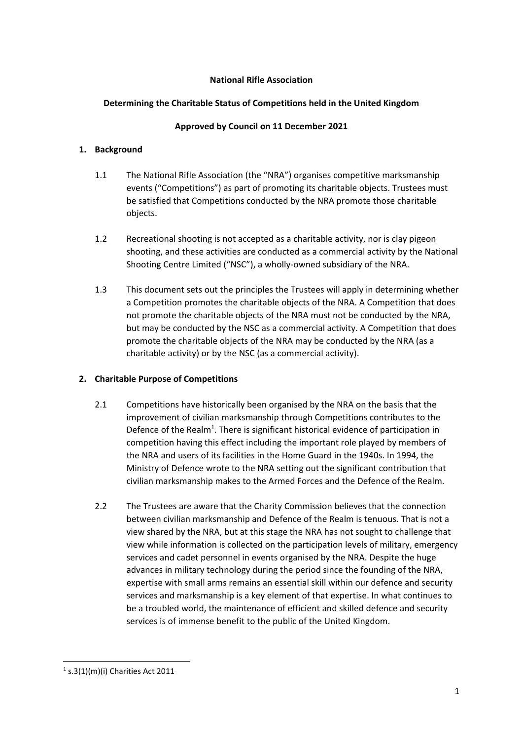**National Rifle Association**

**Determining the Charitable Status of Competitions held in the United Kingdom**

**Approved by Council on 11 December 2021**

## 1. Background

1.1 The National Rifle Association (the "NRA") organises competitive marksmanship events ("Competitions") as part of promoting its charitable objects. Trustees must be satisfied that Competitions conducted by the NRA promote those charitable objects.

1.2 Recreational shooting is not accepted as a charitable activity, nor is clay pigeon shooting, and these activities are conducted as a commercial activity by the National Shooting Centre Limited ("NSC"), a wholly-owned subsidiary of the NRA.

1.3 This document sets out the principles the Trustees will apply in determining whether a Competition promotes the charitable objects of the NRA. A Competition that does not promote the charitable objects of the NRA must not be conducted by the NRA, but may be conducted by the NSC as a commercial activity. A Competition that does promote the charitable objects of the NRA may be conducted by the NRA (as a charitable activity) or by the NSC (as a commercial activity).

## 2. Charitable Purpose of Competitions

2.1 Competitions have historically been organised by the NRA on the basis that the improvement of civilian marksmanship through Competitions contributes to the Defence of the Realm[1]. There is significant historical evidence of participation in competition having this effect including the important role played by members of the NRA and users of its facilities in the Home Guard in the 1940s. In 1994, the Ministry of Defence wrote to the NRA setting out the significant contribution that civilian marksmanship makes to the Armed Forces and the Defence of the Realm.

2.2 The Trustees are aware that the Charity Commission believes that the connection between civilian marksmanship and Defence of the Realm is tenuous. That is not a view shared by the NRA, but at this stage the NRA has not sought to challenge that view while information is collected on the participation levels of military, emergency services and cadet personnel in events organised by the NRA. Despite the huge advances in military technology during the period since the founding of the NRA, expertise with small arms remains an essential skill within our defence and security services and marksmanship is a key element of that expertise. In what continues to be a troubled world, the maintenance of efficient and skilled defence and security services is of immense benefit to the public of the United Kingdom.

[1] s.3(1)(m)(i) Charities Act 2011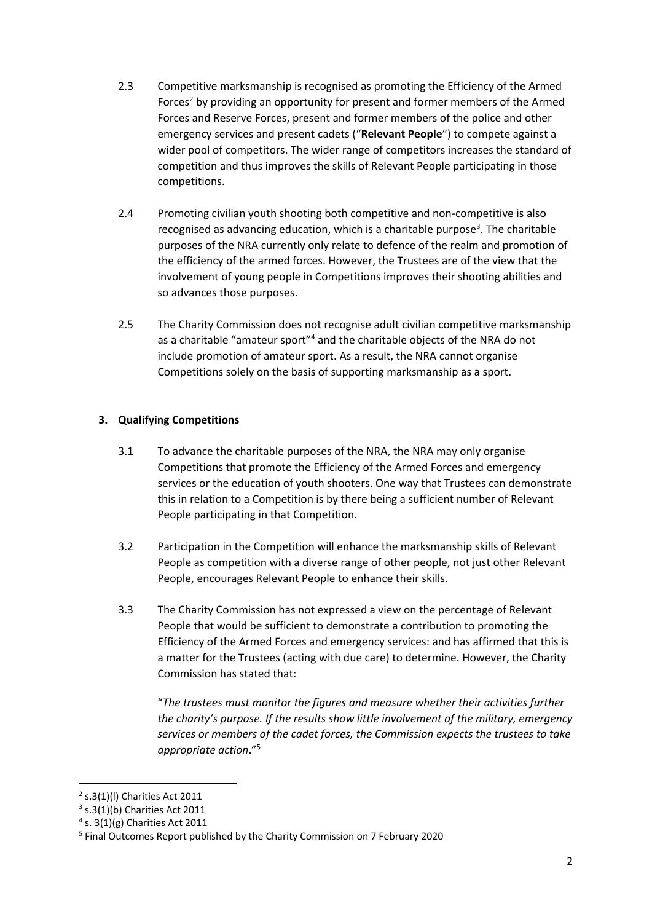2.3 Competitive marksmanship is recognised as promoting the Efficiency of the Armed Forces[2] by providing an opportunity for present and former members of the Armed Forces and Reserve Forces, present and former members of the police and other emergency services and present cadets ("**Relevant People**") to compete against a wider pool of competitors. The wider range of competitors increases the standard of competition and thus improves the skills of Relevant People participating in those competitions.

2.4 Promoting civilian youth shooting both competitive and non-competitive is also recognised as advancing education, which is a charitable purpose[3]. The charitable purposes of the NRA currently only relate to defence of the realm and promotion of the efficiency of the armed forces. However, the Trustees are of the view that the involvement of young people in Competitions improves their shooting abilities and so advances those purposes.

2.5 The Charity Commission does not recognise adult civilian competitive marksmanship as a charitable "amateur sport"[4] and the charitable objects of the NRA do not include promotion of amateur sport. As a result, the NRA cannot organise Competitions solely on the basis of supporting marksmanship as a sport.

**3. Qualifying Competitions**

3.1 To advance the charitable purposes of the NRA, the NRA may only organise Competitions that promote the Efficiency of the Armed Forces and emergency services or the education of youth shooters. One way that Trustees can demonstrate this in relation to a Competition is by there being a sufficient number of Relevant People participating in that Competition.

3.2 Participation in the Competition will enhance the marksmanship skills of Relevant People as competition with a diverse range of other people, not just other Relevant People, encourages Relevant People to enhance their skills.

3.3 The Charity Commission has not expressed a view on the percentage of Relevant People that would be sufficient to demonstrate a contribution to promoting the Efficiency of the Armed Forces and emergency services: and has affirmed that this is a matter for the Trustees (acting with due care) to determine. However, the Charity Commission has stated that:

"*The trustees must monitor the figures and measure whether their activities further the charity's purpose. If the results show little involvement of the military, emergency services or members of the cadet forces, the Commission expects the trustees to take appropriate action*."[5]

---

[2] s.3(1)(l) Charities Act 2011

[3] s.3(1)(b) Charities Act 2011

[4] s. 3(1)(g) Charities Act 2011

[5] Final Outcomes Report published by the Charity Commission on 7 February 2020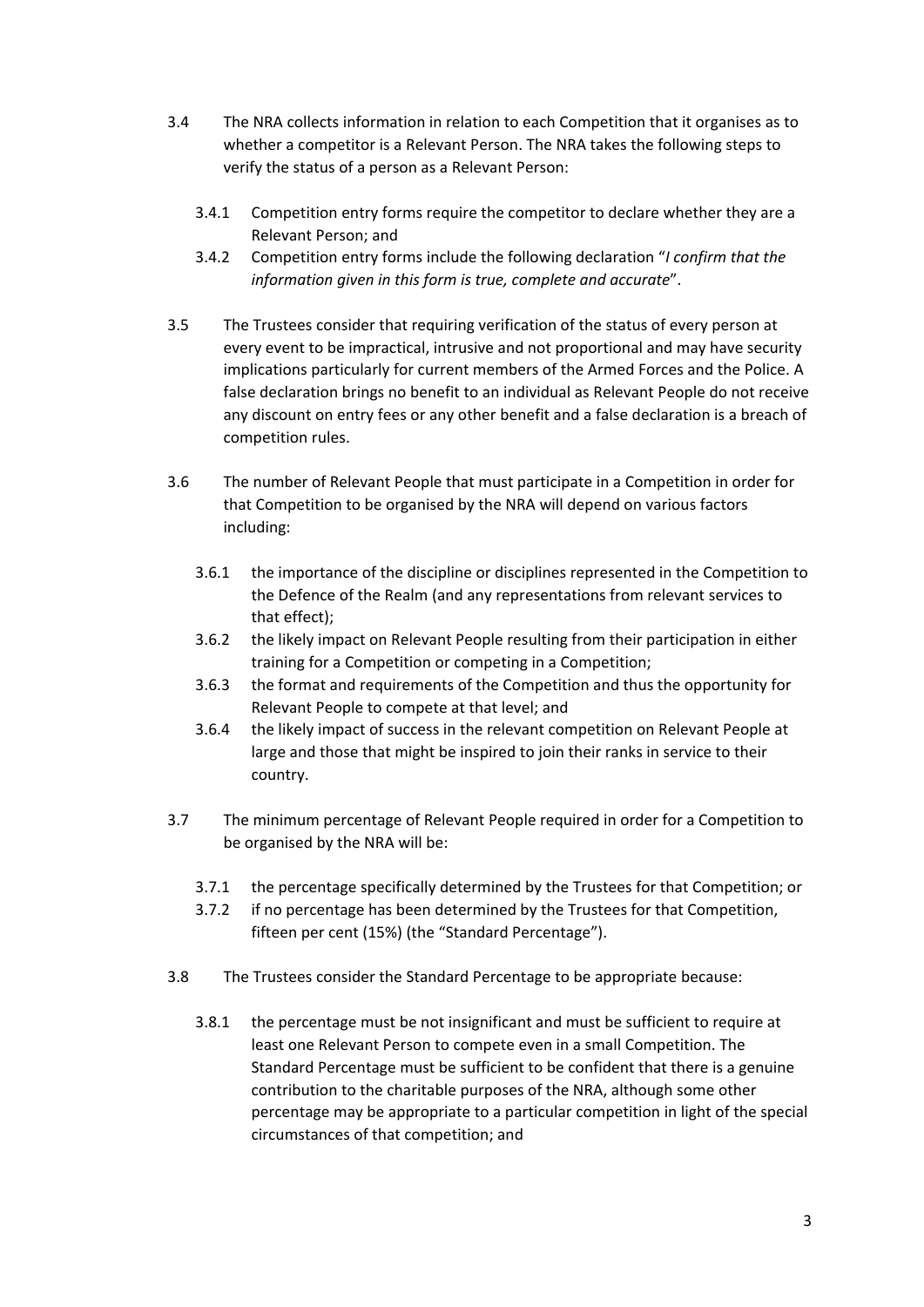3.4 The NRA collects information in relation to each Competition that it organises as to whether a competitor is a Relevant Person. The NRA takes the following steps to verify the status of a person as a Relevant Person:

  3.4.1 Competition entry forms require the competitor to declare whether they are a Relevant Person; and

  3.4.2 Competition entry forms include the following declaration "*I confirm that the information given in this form is true, complete and accurate*".

3.5 The Trustees consider that requiring verification of the status of every person at every event to be impractical, intrusive and not proportional and may have security implications particularly for current members of the Armed Forces and the Police. A false declaration brings no benefit to an individual as Relevant People do not receive any discount on entry fees or any other benefit and a false declaration is a breach of competition rules.

3.6 The number of Relevant People that must participate in a Competition in order for that Competition to be organised by the NRA will depend on various factors including:

  3.6.1 the importance of the discipline or disciplines represented in the Competition to the Defence of the Realm (and any representations from relevant services to that effect);

  3.6.2 the likely impact on Relevant People resulting from their participation in either training for a Competition or competing in a Competition;

  3.6.3 the format and requirements of the Competition and thus the opportunity for Relevant People to compete at that level; and

  3.6.4 the likely impact of success in the relevant competition on Relevant People at large and those that might be inspired to join their ranks in service to their country.

3.7 The minimum percentage of Relevant People required in order for a Competition to be organised by the NRA will be:

  3.7.1 the percentage specifically determined by the Trustees for that Competition; or

  3.7.2 if no percentage has been determined by the Trustees for that Competition, fifteen per cent (15%) (the "Standard Percentage").

3.8 The Trustees consider the Standard Percentage to be appropriate because:

  3.8.1 the percentage must be not insignificant and must be sufficient to require at least one Relevant Person to compete even in a small Competition. The Standard Percentage must be sufficient to be confident that there is a genuine contribution to the charitable purposes of the NRA, although some other percentage may be appropriate to a particular competition in light of the special circumstances of that competition; and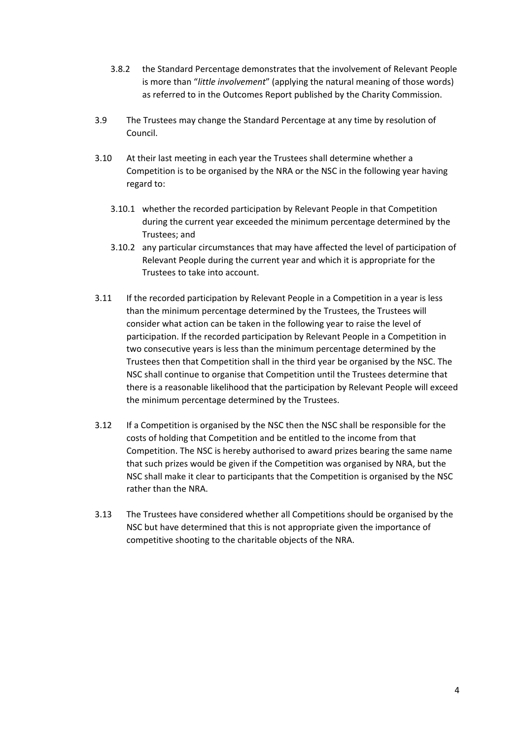3.8.2 the Standard Percentage demonstrates that the involvement of Relevant People is more than "*little involvement*" (applying the natural meaning of those words) as referred to in the Outcomes Report published by the Charity Commission.

3.9 The Trustees may change the Standard Percentage at any time by resolution of Council.

3.10 At their last meeting in each year the Trustees shall determine whether a Competition is to be organised by the NRA or the NSC in the following year having regard to:

3.10.1 whether the recorded participation by Relevant People in that Competition during the current year exceeded the minimum percentage determined by the Trustees; and

3.10.2 any particular circumstances that may have affected the level of participation of Relevant People during the current year and which it is appropriate for the Trustees to take into account.

3.11 If the recorded participation by Relevant People in a Competition in a year is less than the minimum percentage determined by the Trustees, the Trustees will consider what action can be taken in the following year to raise the level of participation. If the recorded participation by Relevant People in a Competition in two consecutive years is less than the minimum percentage determined by the Trustees then that Competition shall in the third year be organised by the NSC. The NSC shall continue to organise that Competition until the Trustees determine that there is a reasonable likelihood that the participation by Relevant People will exceed the minimum percentage determined by the Trustees.

3.12 If a Competition is organised by the NSC then the NSC shall be responsible for the costs of holding that Competition and be entitled to the income from that Competition. The NSC is hereby authorised to award prizes bearing the same name that such prizes would be given if the Competition was organised by NRA, but the NSC shall make it clear to participants that the Competition is organised by the NSC rather than the NRA.

3.13 The Trustees have considered whether all Competitions should be organised by the NSC but have determined that this is not appropriate given the importance of competitive shooting to the charitable objects of the NRA.